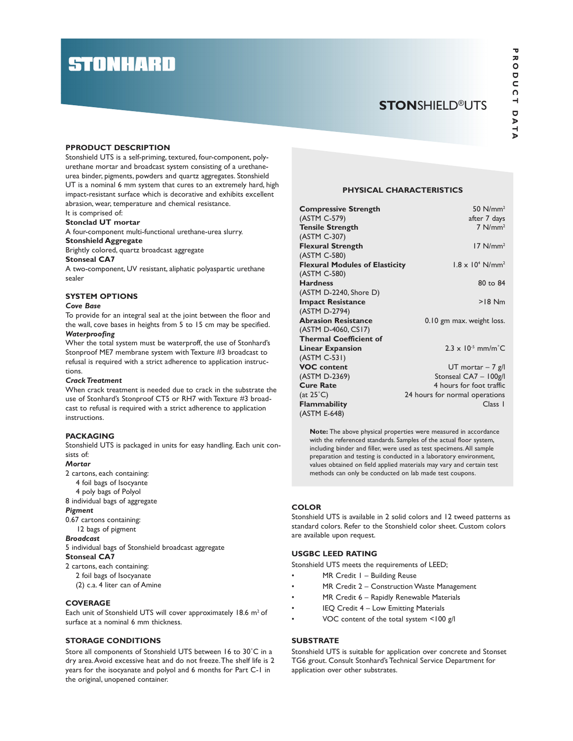# STONHARD

## STONSHIELD®UTS

PRODUCT DATA

### PPRODUCT DESCRIPTION

Stonshield UTS is a self-priming, textured, four-component, polyurethane mortar and broadcast system consisting of a urethane-urea binder, pigments, powders and quartz aggregates. Stonshield UT is a nominal 6 mm system that cures to an extremely hard, high impact-resistant surface which is decorative and exhibits excellent abrasion, wear, temperature and chemical resistance.

It is comprised of:

**Stonclad UT mortar**
A four-component multi-functional urethane-urea slurry.

**Stonshield Aggregate**
Brightly colored, quartz broadcast aggregate

**Stonseal CA7**
A two-component, UV resistant, aliphatic polyaspartic urethane sealer

### SYSTEM OPTIONS

***Cove Base***
To provide for an integral seal at the joint between the floor and the wall, cove bases in heights from 5 to 15 cm may be specified.

***Waterproofing***
Wher the total system must be waterproff, the use of Stonhard's Stonproof ME7 membrane system with Texture #3 broadcast to refusal is required with a strict adherence to application instructions.

***Crack Treatment***
When crack treatment is needed due to crack in the substrate the use of Stonhard's Stonproof CT5 or RH7 with Texture #3 broadcast to refusal is required with a strict adherence to application instructions.

### PACKAGING

Stonshield UTS is packaged in units for easy handling. Each unit consists of:

***Mortar***
2 cartons, each containing:
- 4 foil bags of Isocyante
- 4 poly bags of Polyol

8 individual bags of aggregate

***Pigment***
0.67 cartons containing:
- 12 bags of pigment

***Broadcast***
5 individual bags of Stonshield broadcast aggregate

**Stonseal CA7**
2 cartons, each containing:
- 2 foil bags of Isocyanate
- (2) c.a. 4 liter can of Amine

### COVERAGE

Each unit of Stonshield UTS will cover approximately 18.6 m² of surface at a nominal 6 mm thickness.

### STORAGE CONDITIONS

Store all components of Stonshield UTS between 16 to 30˚C in a dry area. Avoid excessive heat and do not freeze. The shelf life is 2 years for the isocyanate and polyol and 6 months for Part C-1 in the original, unopened container.

### PHYSICAL CHARACTERISTICS

| Property | Value |
|---|---|
| **Compressive Strength** (ASTM C-579) | 50 N/mm² after 7 days |
| **Tensile Strength** (ASTM C-307) | 7 N/mm² |
| **Flexural Strength** (ASTM C-580) | 17 N/mm² |
| **Flexural Modules of Elasticity** (ASTM C-580) | $1.8 \times 10^4$ N/mm² |
| **Hardness** (ASTM D-2240, Shore D) | 80 to 84 |
| **Impact Resistance** (ASTM D-2794) | >18 Nm |
| **Abrasion Resistance** (ASTM D-4060, CS17) | 0.10 gm max. weight loss. |
| **Thermal Coefficient of Linear Expansion** (ASTM C-531) | $2.3 \times 10^{-5}$ mm/m˚C |
| **VOC content** (ASTM D-2369) | UT mortar – 7 g/l; Stonseal CA7 – 100g/l |
| **Cure Rate** (at 25˚C) | 4 hours for foot traffic; 24 hours for normal operations |
| **Flammability** (ASTM E-648) | Class I |

**Note:** The above physical properties were measured in accordance with the referenced standards. Samples of the actual floor system, including binder and filler, were used as test specimens. All sample preparation and testing is conducted in a laboratory environment, values obtained on field applied materials may vary and certain test methods can only be conducted on lab made test coupons.

### COLOR

Stonshield UTS is available in 2 solid colors and 12 tweed patterns as standard colors. Refer to the Stonshield color sheet. Custom colors are available upon request.

### USGBC LEED RATING

Stonshield UTS meets the requirements of LEED;

- MR Credit 1 – Building Reuse
- MR Credit 2 – Construction Waste Management
- MR Credit 6 – Rapidly Renewable Materials
- IEQ Credit 4 – Low Emitting Materials
- VOC content of the total system <100 g/l

### SUBSTRATE

Stonshield UTS is suitable for application over concrete and Stonset TG6 grout. Consult Stonhard's Technical Service Department for application over other substrates.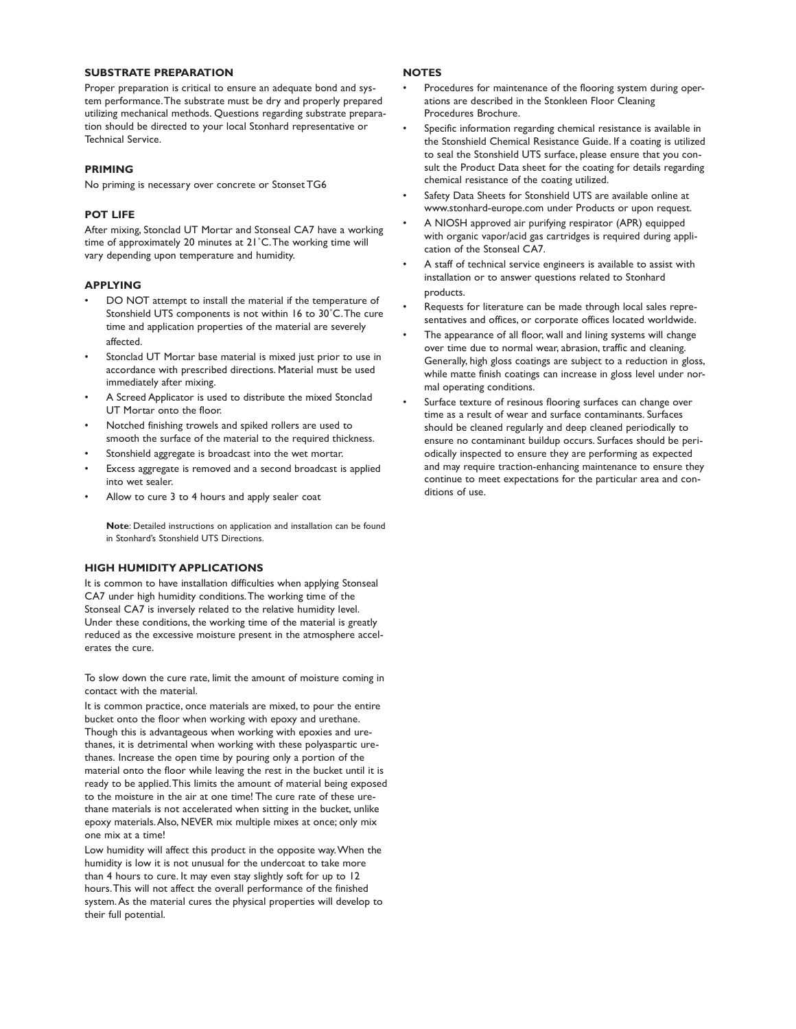## SUBSTRATE PREPARATION

Proper preparation is critical to ensure an adequate bond and system performance. The substrate must be dry and properly prepared utilizing mechanical methods. Questions regarding substrate preparation should be directed to your local Stonhard representative or Technical Service.

## PRIMING

No priming is necessary over concrete or Stonset TG6

## POT LIFE

After mixing, Stonclad UT Mortar and Stonseal CA7 have a working time of approximately 20 minutes at 21˚C. The working time will vary depending upon temperature and humidity.

## APPLYING

- DO NOT attempt to install the material if the temperature of Stonshield UTS components is not within 16 to 30˚C. The cure time and application properties of the material are severely affected.
- Stonclad UT Mortar base material is mixed just prior to use in accordance with prescribed directions. Material must be used immediately after mixing.
- A Screed Applicator is used to distribute the mixed Stonclad UT Mortar onto the floor.
- Notched finishing trowels and spiked rollers are used to smooth the surface of the material to the required thickness.
- Stonshield aggregate is broadcast into the wet mortar.
- Excess aggregate is removed and a second broadcast is applied into wet sealer.
- Allow to cure 3 to 4 hours and apply sealer coat

**Note**: Detailed instructions on application and installation can be found in Stonhard's Stonshield UTS Directions.

## HIGH HUMIDITY APPLICATIONS

It is common to have installation difficulties when applying Stonseal CA7 under high humidity conditions. The working time of the Stonseal CA7 is inversely related to the relative humidity level. Under these conditions, the working time of the material is greatly reduced as the excessive moisture present in the atmosphere accelerates the cure.

To slow down the cure rate, limit the amount of moisture coming in contact with the material.

It is common practice, once materials are mixed, to pour the entire bucket onto the floor when working with epoxy and urethane. Though this is advantageous when working with epoxies and urethanes, it is detrimental when working with these polyaspartic urethanes. Increase the open time by pouring only a portion of the material onto the floor while leaving the rest in the bucket until it is ready to be applied. This limits the amount of material being exposed to the moisture in the air at one time! The cure rate of these urethane materials is not accelerated when sitting in the bucket, unlike epoxy materials. Also, NEVER mix multiple mixes at once; only mix one mix at a time!

Low humidity will affect this product in the opposite way. When the humidity is low it is not unusual for the undercoat to take more than 4 hours to cure. It may even stay slightly soft for up to 12 hours. This will not affect the overall performance of the finished system. As the material cures the physical properties will develop to their full potential.

## NOTES

- Procedures for maintenance of the flooring system during operations are described in the Stonkleen Floor Cleaning Procedures Brochure.
- Specific information regarding chemical resistance is available in the Stonshield Chemical Resistance Guide. If a coating is utilized to seal the Stonshield UTS surface, please ensure that you consult the Product Data sheet for the coating for details regarding chemical resistance of the coating utilized.
- Safety Data Sheets for Stonshield UTS are available online at www.stonhard-europe.com under Products or upon request.
- A NIOSH approved air purifying respirator (APR) equipped with organic vapor/acid gas cartridges is required during application of the Stonseal CA7.
- A staff of technical service engineers is available to assist with installation or to answer questions related to Stonhard products.
- Requests for literature can be made through local sales representatives and offices, or corporate offices located worldwide.
- The appearance of all floor, wall and lining systems will change over time due to normal wear, abrasion, traffic and cleaning. Generally, high gloss coatings are subject to a reduction in gloss, while matte finish coatings can increase in gloss level under normal operating conditions.
- Surface texture of resinous flooring surfaces can change over time as a result of wear and surface contaminants. Surfaces should be cleaned regularly and deep cleaned periodically to ensure no contaminant buildup occurs. Surfaces should be periodically inspected to ensure they are performing as expected and may require traction-enhancing maintenance to ensure they continue to meet expectations for the particular area and conditions of use.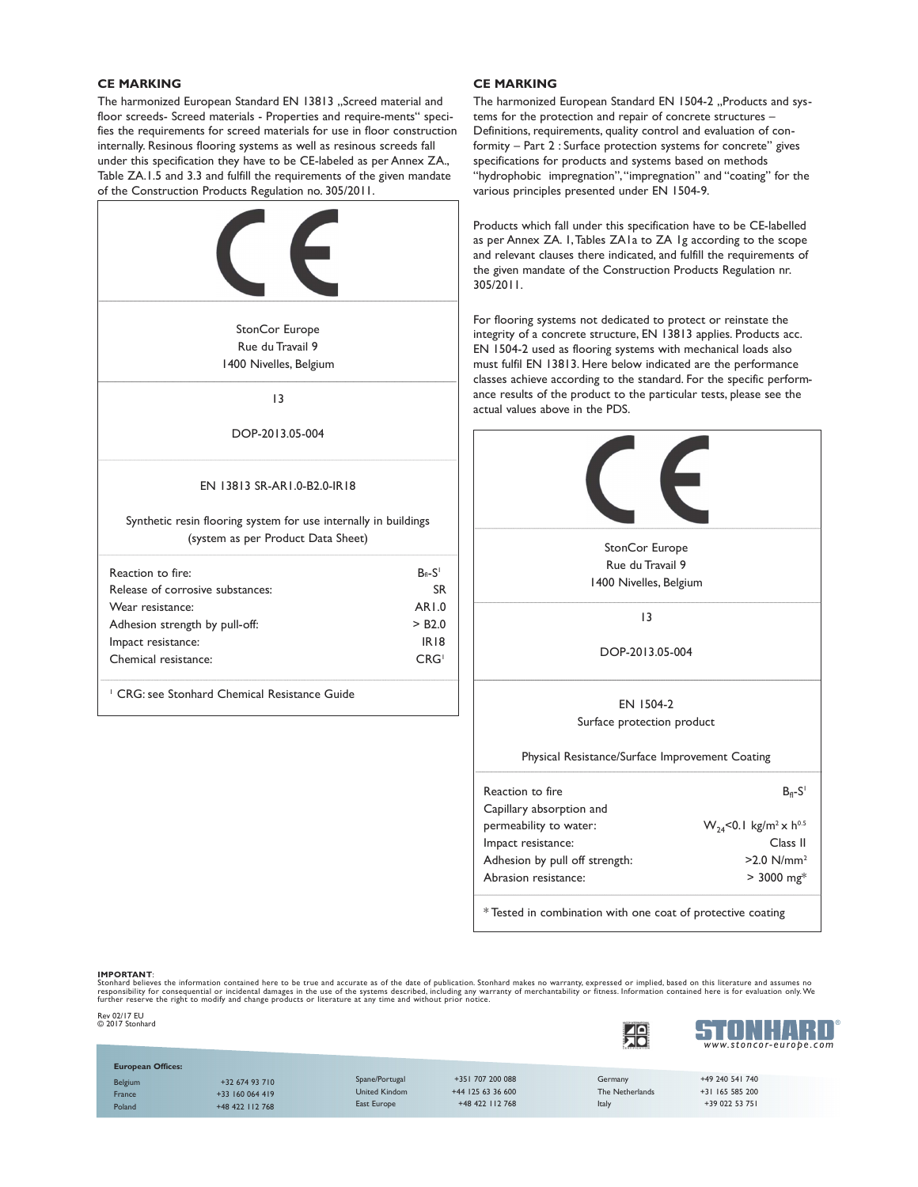## CE MARKING

The harmonized European Standard EN 13813 „Screed material and floor screeds- Screed materials - Properties and require-ments" specifies the requirements for screed materials for use in floor construction internally. Resinous flooring systems as well as resinous screeds fall under this specification they have to be CE-labeled as per Annex ZA., Table ZA.1.5 and 3.3 and fulfill the requirements of the given mandate of the Construction Products Regulation no. 305/2011.

CE

StonCor Europe
Rue du Travail 9
1400 Nivelles, Belgium

13

DOP-2013.05-004

EN 13813 SR-AR1.0-B2.0-IR18

Synthetic resin flooring system for use internally in buildings
(system as per Product Data Sheet)

| | |
|---|---|
| Reaction to fire: | $B_{fl}$-S[1] |
| Release of corrosive substances: | SR |
| Wear resistance: | AR1.0 |
| Adhesion strength by pull-off: | > B2.0 |
| Impact resistance: | IR18 |
| Chemical resistance: | CRG[1] |

[1] CRG: see Stonhard Chemical Resistance Guide

## CE MARKING

The harmonized European Standard EN 1504-2 „Products and systems for the protection and repair of concrete structures – Definitions, requirements, quality control and evaluation of conformity – Part 2 : Surface protection systems for concrete" gives specifications for products and systems based on methods "hydrophobic impregnation", "impregnation" and "coating" for the various principles presented under EN 1504-9.

Products which fall under this specification have to be CE-labelled as per Annex ZA. 1, Tables ZA1a to ZA 1g according to the scope and relevant clauses there indicated, and fulfill the requirements of the given mandate of the Construction Products Regulation nr. 305/2011.

For flooring systems not dedicated to protect or reinstate the integrity of a concrete structure, EN 13813 applies. Products acc. EN 1504-2 used as flooring systems with mechanical loads also must fulfil EN 13813. Here below indicated are the performance classes achieve according to the standard. For the specific performance results of the product to the particular tests, please see the actual values above in the PDS.

CE

StonCor Europe
Rue du Travail 9
1400 Nivelles, Belgium

13

DOP-2013.05-004

EN 1504-2
Surface protection product

Physical Resistance/Surface Improvement Coating

| | |
|---|---|
| Reaction to fire | $B_{fl}$-S[1] |
| Capillary absorption and permeability to water: | $W_{24}$<0.1 kg/m² x $h^{0.5}$ |
| Impact resistance: | Class II |
| Adhesion by pull off strength: | >2.0 N/mm² |
| Abrasion resistance: | > 3000 mg* |

* Tested in combination with one coat of protective coating

**IMPORTANT**:
Stonhard believes the information contained here to be true and accurate as of the date of publication. Stonhard makes no warranty, expressed or implied, based on this literature and assumes no responsibility for consequential or incidental damages in the use of the systems described, including any warranty of merchantability or fitness. Information contained here is for evaluation only. We further reserve the right to modify and change products or literature at any time and without prior notice.

Rev 02/17 EU
© 2017 Stonhard

STONHARD®
www.stoncor-europe.com

**European Offices:**

| | | | | | |
|---|---|---|---|---|---|
| Belgium | +32 674 93 710 | Spane/Portugal | +351 707 200 088 | Germany | +49 240 541 740 |
| France | +33 160 064 419 | United Kindom | +44 125 63 36 600 | The Netherlands | +31 165 585 200 |
| Poland | +48 422 112 768 | East Europe | +48 422 112 768 | Italy | +39 022 53 751 |